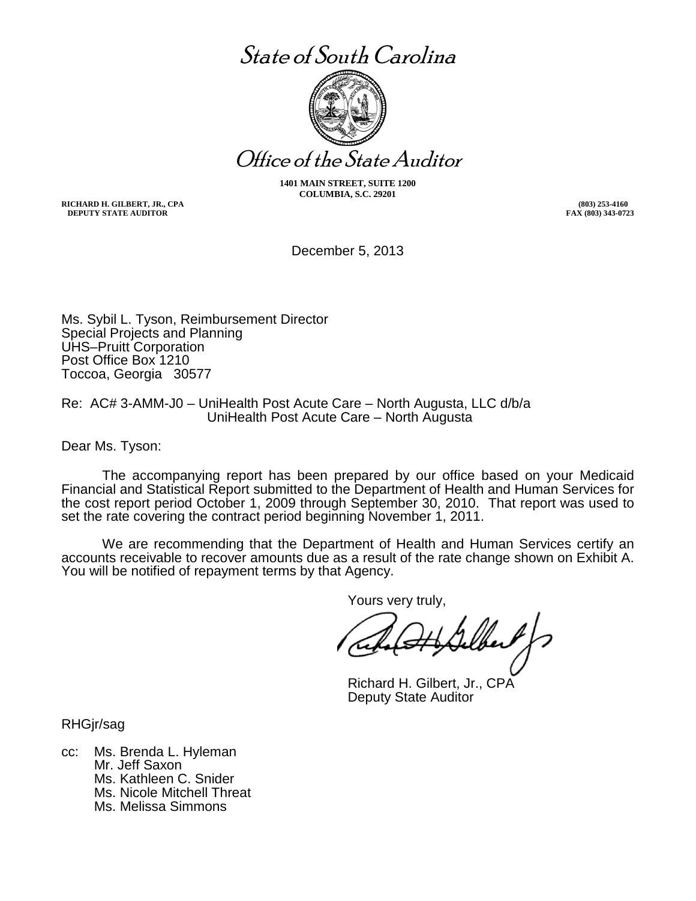# State of South Carolina

# Office of the State Auditor

**1401 MAIN STREET, SUITE 1200**
**COLUMBIA, S.C. 29201**

**RICHARD H. GILBERT, JR., CPA**
**DEPUTY STATE AUDITOR**

**(803) 253-4160**
**FAX (803) 343-0723**

December 5, 2013

Ms. Sybil L. Tyson, Reimbursement Director
Special Projects and Planning
UHS–Pruitt Corporation
Post Office Box 1210
Toccoa, Georgia 30577

Re: AC# 3-AMM-J0 – UniHealth Post Acute Care – North Augusta, LLC d/b/a
UniHealth Post Acute Care – North Augusta

Dear Ms. Tyson:

The accompanying report has been prepared by our office based on your Medicaid Financial and Statistical Report submitted to the Department of Health and Human Services for the cost report period October 1, 2009 through September 30, 2010. That report was used to set the rate covering the contract period beginning November 1, 2011.

We are recommending that the Department of Health and Human Services certify an accounts receivable to recover amounts due as a result of the rate change shown on Exhibit A. You will be notified of repayment terms by that Agency.

Yours very truly,

Richard H. Gilbert, Jr., CPA
Deputy State Auditor

RHGjr/sag

cc: Ms. Brenda L. Hyleman
Mr. Jeff Saxon
Ms. Kathleen C. Snider
Ms. Nicole Mitchell Threat
Ms. Melissa Simmons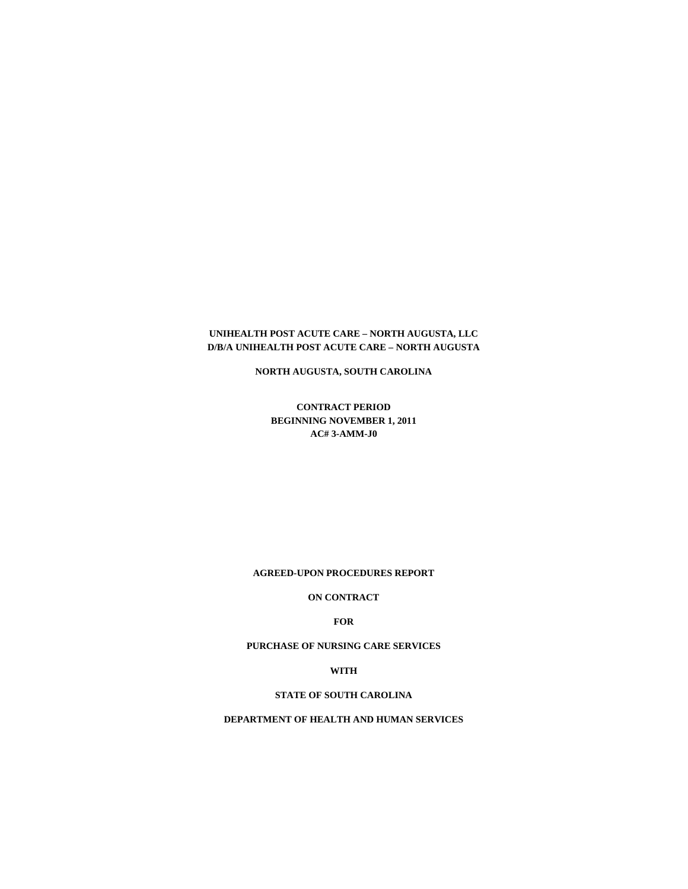**UNIHEALTH POST ACUTE CARE – NORTH AUGUSTA, LLC**
**D/B/A UNIHEALTH POST ACUTE CARE – NORTH AUGUSTA**

**NORTH AUGUSTA, SOUTH CAROLINA**

**CONTRACT PERIOD**
**BEGINNING NOVEMBER 1, 2011**
**AC# 3-AMM-J0**

**AGREED-UPON PROCEDURES REPORT**

**ON CONTRACT**

**FOR**

**PURCHASE OF NURSING CARE SERVICES**

**WITH**

**STATE OF SOUTH CAROLINA**

**DEPARTMENT OF HEALTH AND HUMAN SERVICES**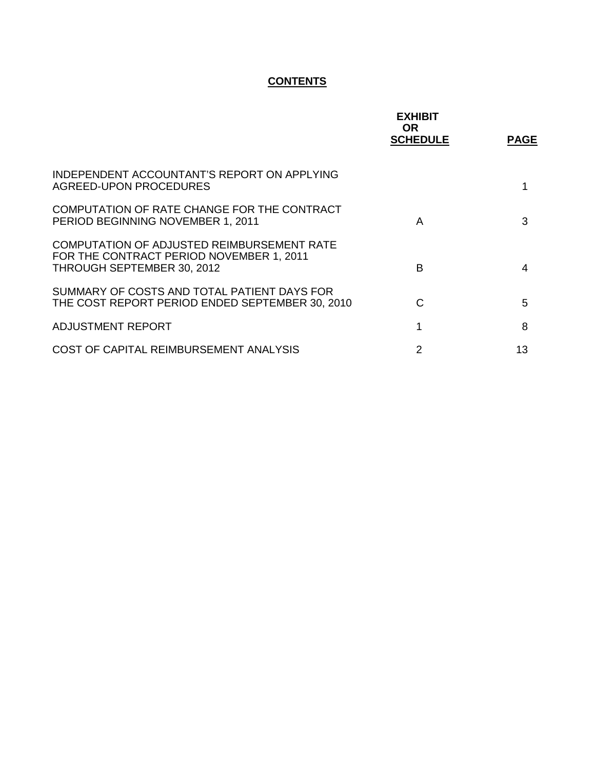# CONTENTS

| | EXHIBIT OR SCHEDULE | PAGE |
|---|---|---|
| INDEPENDENT ACCOUNTANT'S REPORT ON APPLYING AGREED-UPON PROCEDURES | | 1 |
| COMPUTATION OF RATE CHANGE FOR THE CONTRACT PERIOD BEGINNING NOVEMBER 1, 2011 | A | 3 |
| COMPUTATION OF ADJUSTED REIMBURSEMENT RATE FOR THE CONTRACT PERIOD NOVEMBER 1, 2011 THROUGH SEPTEMBER 30, 2012 | B | 4 |
| SUMMARY OF COSTS AND TOTAL PATIENT DAYS FOR THE COST REPORT PERIOD ENDED SEPTEMBER 30, 2010 | C | 5 |
| ADJUSTMENT REPORT | 1 | 8 |
| COST OF CAPITAL REIMBURSEMENT ANALYSIS | 2 | 13 |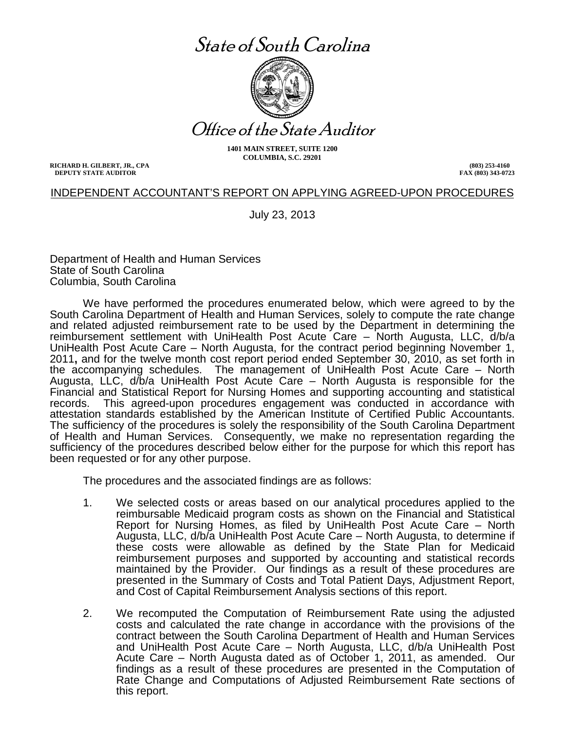# *State of South Carolina*

# *Office of the State Auditor*

**1401 MAIN STREET, SUITE 1200**
**COLUMBIA, S.C. 29201**

**RICHARD H. GILBERT, JR., CPA**
**DEPUTY STATE AUDITOR**

**(803) 253-4160**
**FAX (803) 343-0723**

## INDEPENDENT ACCOUNTANT'S REPORT ON APPLYING AGREED-UPON PROCEDURES

July 23, 2013

Department of Health and Human Services
State of South Carolina
Columbia, South Carolina

We have performed the procedures enumerated below, which were agreed to by the South Carolina Department of Health and Human Services, solely to compute the rate change and related adjusted reimbursement rate to be used by the Department in determining the reimbursement settlement with UniHealth Post Acute Care – North Augusta, LLC, d/b/a UniHealth Post Acute Care – North Augusta, for the contract period beginning November 1, 2011**,** and for the twelve month cost report period ended September 30, 2010, as set forth in the accompanying schedules. The management of UniHealth Post Acute Care – North Augusta, LLC, d/b/a UniHealth Post Acute Care – North Augusta is responsible for the Financial and Statistical Report for Nursing Homes and supporting accounting and statistical records. This agreed-upon procedures engagement was conducted in accordance with attestation standards established by the American Institute of Certified Public Accountants. The sufficiency of the procedures is solely the responsibility of the South Carolina Department of Health and Human Services. Consequently, we make no representation regarding the sufficiency of the procedures described below either for the purpose for which this report has been requested or for any other purpose.

The procedures and the associated findings are as follows:

1. We selected costs or areas based on our analytical procedures applied to the reimbursable Medicaid program costs as shown on the Financial and Statistical Report for Nursing Homes, as filed by UniHealth Post Acute Care – North Augusta, LLC, d/b/a UniHealth Post Acute Care – North Augusta, to determine if these costs were allowable as defined by the State Plan for Medicaid reimbursement purposes and supported by accounting and statistical records maintained by the Provider. Our findings as a result of these procedures are presented in the Summary of Costs and Total Patient Days, Adjustment Report, and Cost of Capital Reimbursement Analysis sections of this report.

2. We recomputed the Computation of Reimbursement Rate using the adjusted costs and calculated the rate change in accordance with the provisions of the contract between the South Carolina Department of Health and Human Services and UniHealth Post Acute Care – North Augusta, LLC, d/b/a UniHealth Post Acute Care – North Augusta dated as of October 1, 2011, as amended. Our findings as a result of these procedures are presented in the Computation of Rate Change and Computations of Adjusted Reimbursement Rate sections of this report.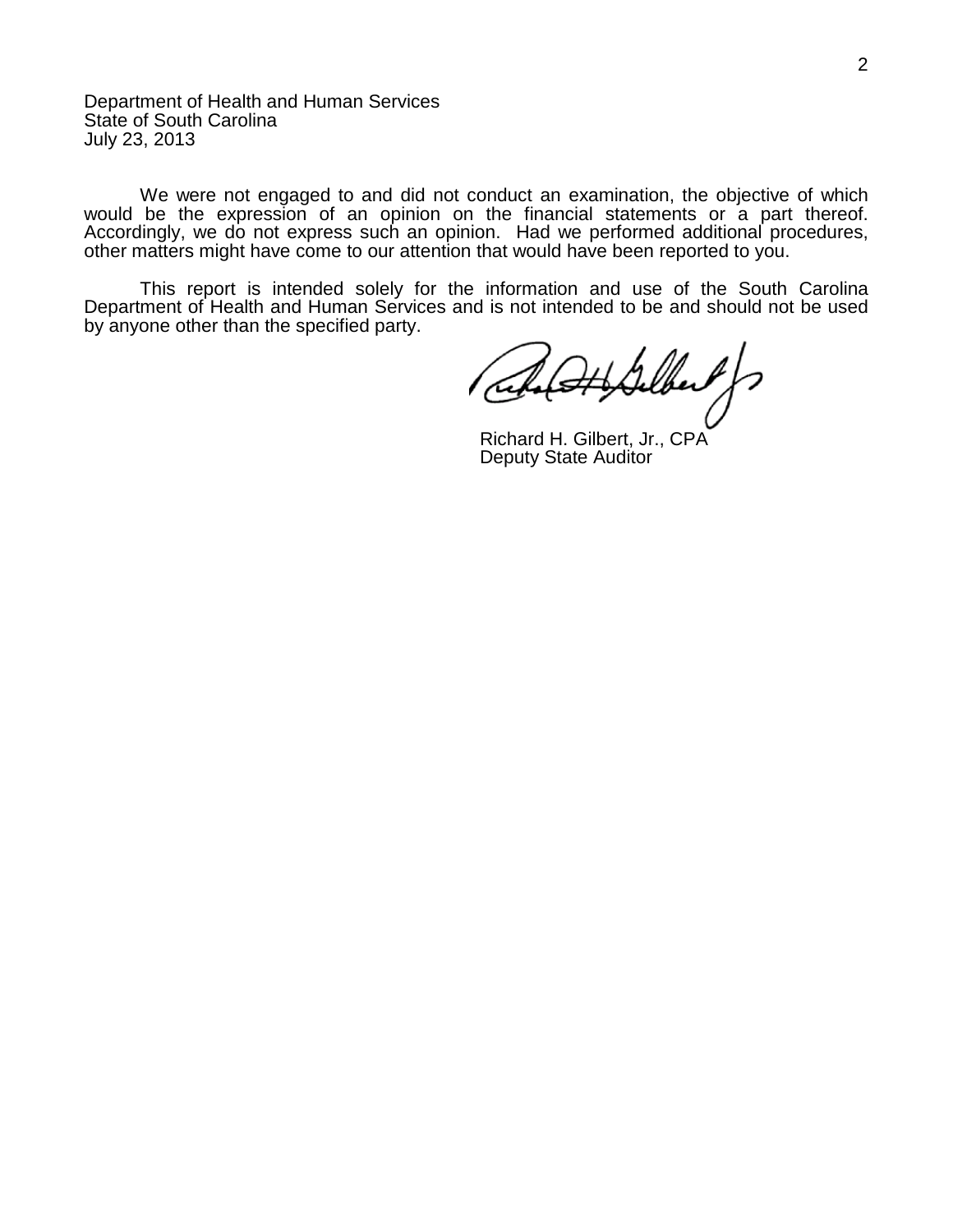Department of Health and Human Services
State of South Carolina
July 23, 2013

We were not engaged to and did not conduct an examination, the objective of which would be the expression of an opinion on the financial statements or a part thereof. Accordingly, we do not express such an opinion. Had we performed additional procedures, other matters might have come to our attention that would have been reported to you.

This report is intended solely for the information and use of the South Carolina Department of Health and Human Services and is not intended to be and should not be used by anyone other than the specified party.

Richard H. Gilbert, Jr., CPA
Deputy State Auditor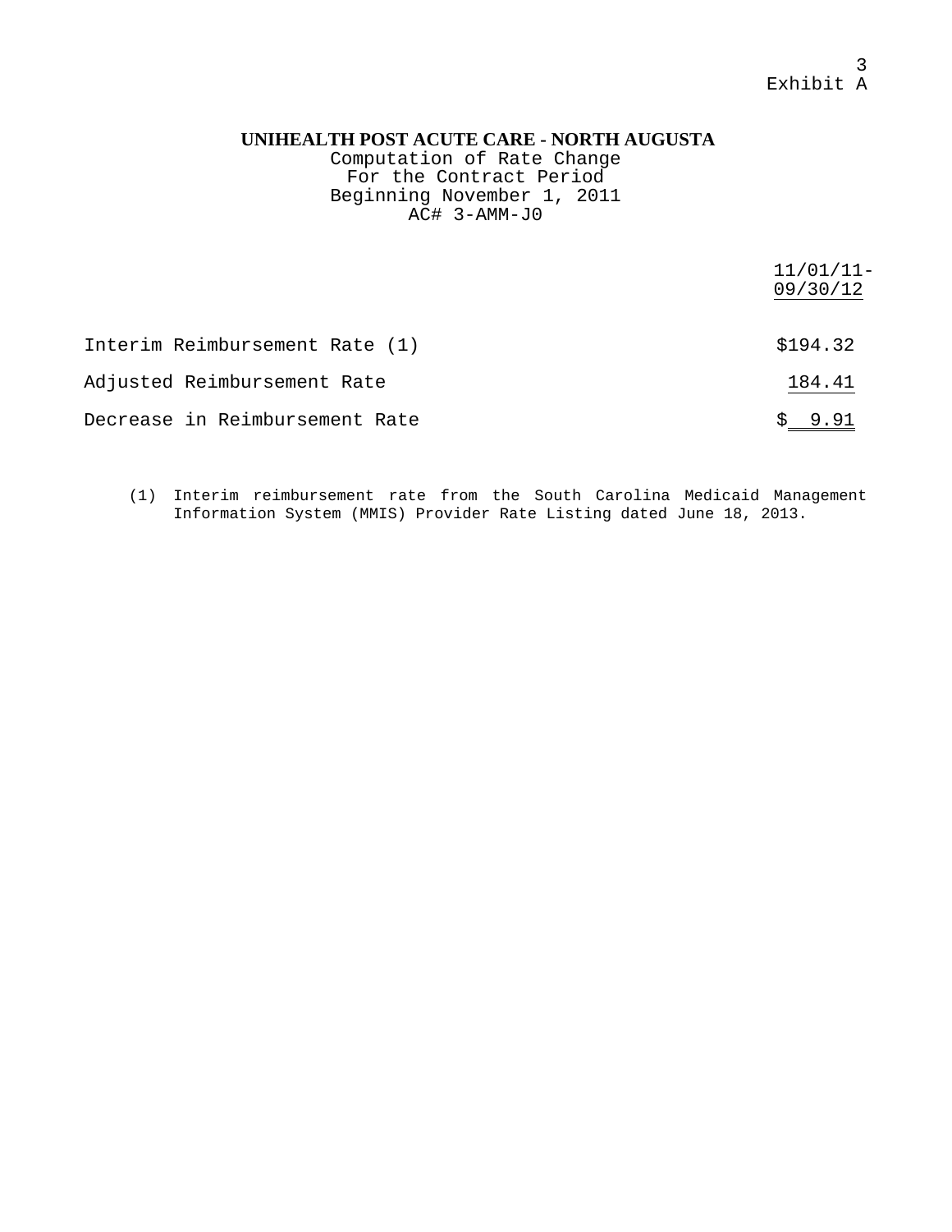Exhibit A

**UNIHEALTH POST ACUTE CARE - NORTH AUGUSTA**
Computation of Rate Change
For the Contract Period
Beginning November 1, 2011
AC# 3-AMM-J0

| | 11/01/11-09/30/12 |
|---|---|
| Interim Reimbursement Rate (1) | $194.32 |
| Adjusted Reimbursement Rate | 184.41 |
| Decrease in Reimbursement Rate | $ 9.91 |

(1) Interim reimbursement rate from the South Carolina Medicaid Management Information System (MMIS) Provider Rate Listing dated June 18, 2013.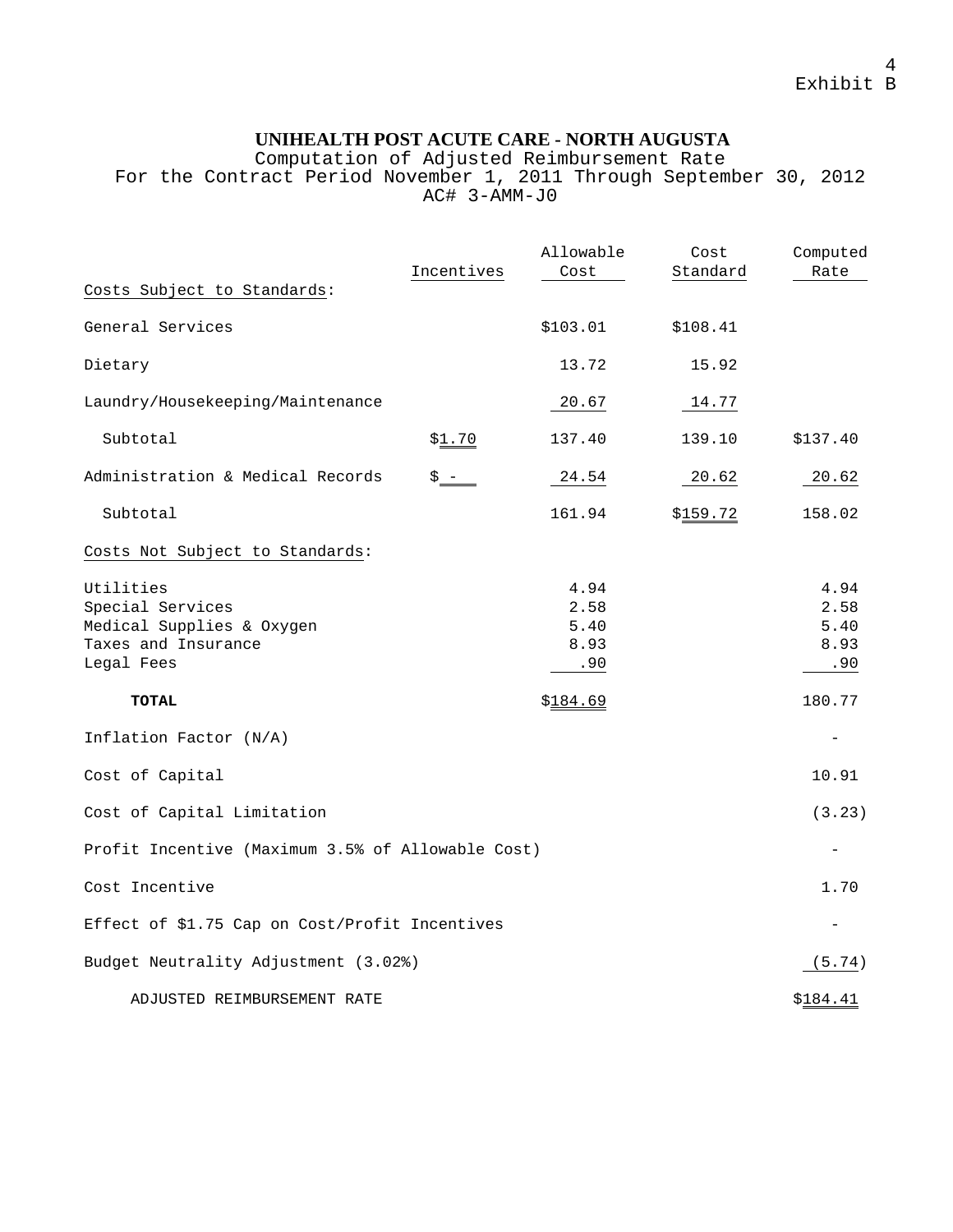Exhibit B

# UNIHEALTH POST ACUTE CARE - NORTH AUGUSTA

Computation of Adjusted Reimbursement Rate
For the Contract Period November 1, 2011 Through September 30, 2012
AC# 3-AMM-J0

| | Incentives | Allowable Cost | Cost Standard | Computed Rate |
|---|---|---|---|---|
| Costs Subject to Standards: | | | | |
| General Services | | $103.01 | $108.41 | |
| Dietary | | 13.72 | 15.92 | |
| Laundry/Housekeeping/Maintenance | | 20.67 | 14.77 | |
| Subtotal | $1.70 | 137.40 | 139.10 | $137.40 |
| Administration & Medical Records | $ - | 24.54 | 20.62 | 20.62 |
| Subtotal | | 161.94 | $159.72 | 158.02 |
| Costs Not Subject to Standards: | | | | |
| Utilities | | 4.94 | | 4.94 |
| Special Services | | 2.58 | | 2.58 |
| Medical Supplies & Oxygen | | 5.40 | | 5.40 |
| Taxes and Insurance | | 8.93 | | 8.93 |
| Legal Fees | | .90 | | .90 |
| **TOTAL** | | $184.69 | | 180.77 |
| Inflation Factor (N/A) | | | | - |
| Cost of Capital | | | | 10.91 |
| Cost of Capital Limitation | | | | (3.23) |
| Profit Incentive (Maximum 3.5% of Allowable Cost) | | | | - |
| Cost Incentive | | | | 1.70 |
| Effect of $1.75 Cap on Cost/Profit Incentives | | | | - |
| Budget Neutrality Adjustment (3.02%) | | | | (5.74) |
| ADJUSTED REIMBURSEMENT RATE | | | | $184.41 |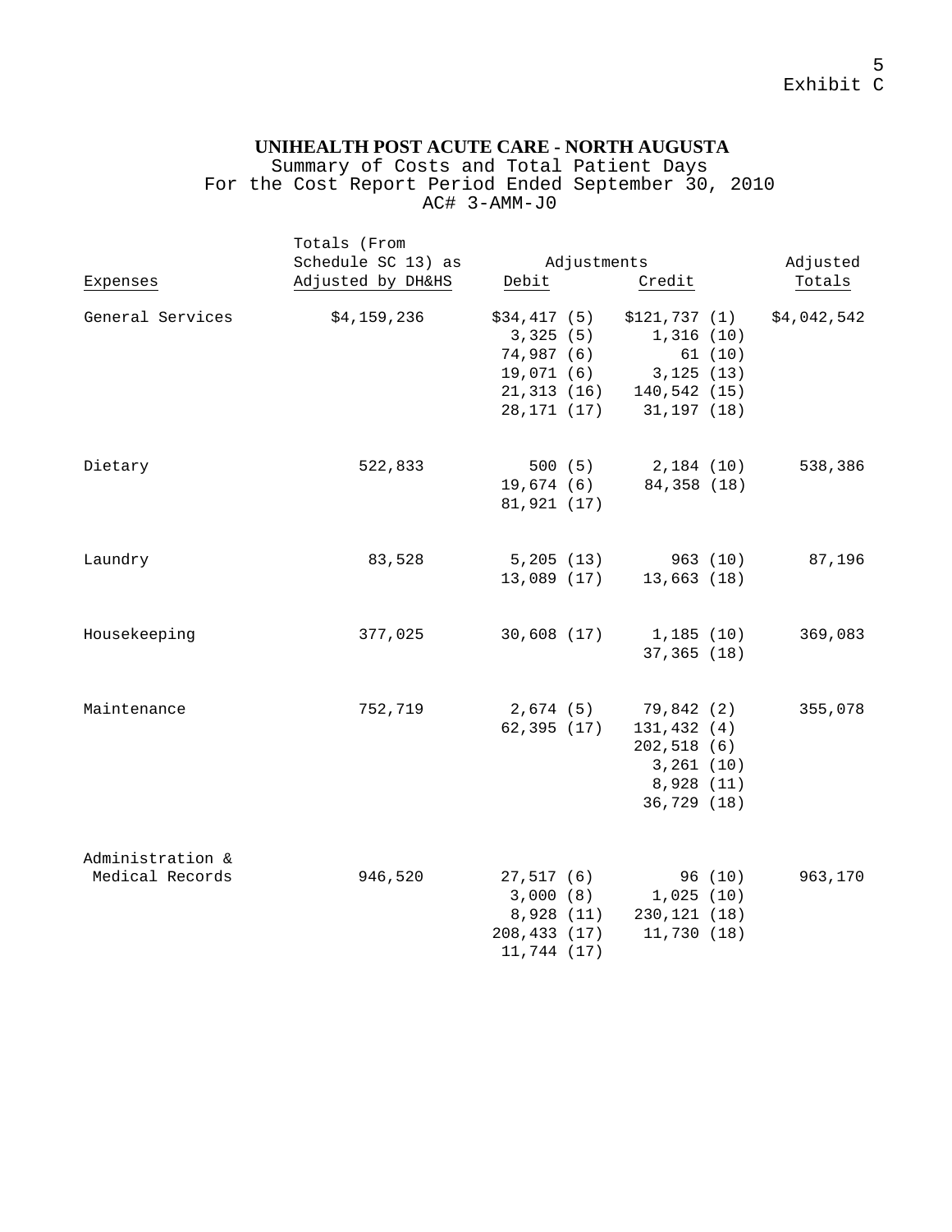Exhibit C

**UNIHEALTH POST ACUTE CARE - NORTH AUGUSTA**
Summary of Costs and Total Patient Days
For the Cost Report Period Ended September 30, 2010
AC# 3-AMM-J0

| Expenses | Totals (From Schedule SC 13) as Adjusted by DH&HS | Adjustments Debit | Adjustments Credit | Adjusted Totals |
|---|---|---|---|---|
| General Services | $4,159,236 | $34,417 (5)<br>3,325 (5)<br>74,987 (6)<br>19,071 (6)<br>21,313 (16)<br>28,171 (17) | $121,737 (1)<br>1,316 (10)<br>61 (10)<br>3,125 (13)<br>140,542 (15)<br>31,197 (18) | $4,042,542 |
| Dietary | 522,833 | 500 (5)<br>19,674 (6)<br>81,921 (17) | 2,184 (10)<br>84,358 (18) | 538,386 |
| Laundry | 83,528 | 5,205 (13)<br>13,089 (17) | 963 (10)<br>13,663 (18) | 87,196 |
| Housekeeping | 377,025 | 30,608 (17) | 1,185 (10)<br>37,365 (18) | 369,083 |
| Maintenance | 752,719 | 2,674 (5)<br>62,395 (17) | 79,842 (2)<br>131,432 (4)<br>202,518 (6)<br>3,261 (10)<br>8,928 (11)<br>36,729 (18) | 355,078 |
| Administration & Medical Records | 946,520 | 27,517 (6)<br>3,000 (8)<br>8,928 (11)<br>208,433 (17)<br>11,744 (17) | 96 (10)<br>1,025 (10)<br>230,121 (18)<br>11,730 (18) | 963,170 |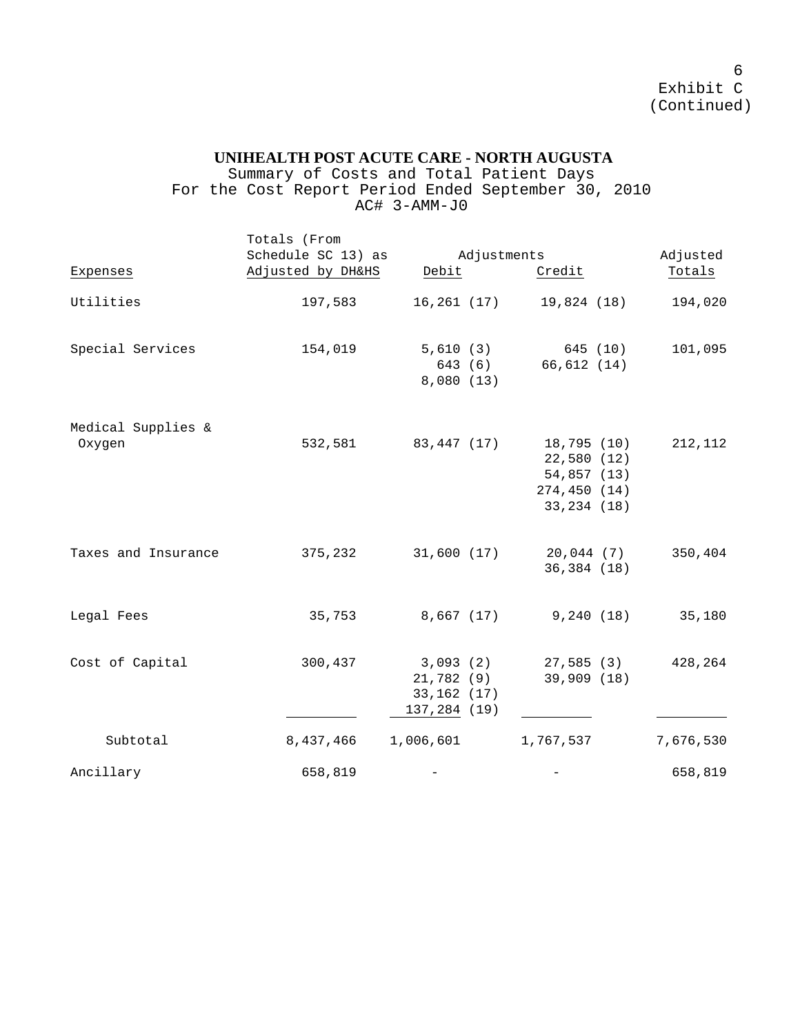Exhibit C
(Continued)

**UNIHEALTH POST ACUTE CARE - NORTH AUGUSTA**

Summary of Costs and Total Patient Days
For the Cost Report Period Ended September 30, 2010
AC# 3-AMM-J0

| Expenses | Totals (From Schedule SC 13) as Adjusted by DH&HS | Adjustments Debit | Adjustments Credit | Adjusted Totals |
|---|---|---|---|---|
| Utilities | 197,583 | 16,261 (17) | 19,824 (18) | 194,020 |
| Special Services | 154,019 | 5,610 (3)<br>643 (6)<br>8,080 (13) | 645 (10)<br>66,612 (14) | 101,095 |
| Medical Supplies & Oxygen | 532,581 | 83,447 (17) | 18,795 (10)<br>22,580 (12)<br>54,857 (13)<br>274,450 (14)<br>33,234 (18) | 212,112 |
| Taxes and Insurance | 375,232 | 31,600 (17) | 20,044 (7)<br>36,384 (18) | 350,404 |
| Legal Fees | 35,753 | 8,667 (17) | 9,240 (18) | 35,180 |
| Cost of Capital | 300,437 | 3,093 (2)<br>21,782 (9)<br>33,162 (17)<br>137,284 (19) | 27,585 (3)<br>39,909 (18) | 428,264 |
| Subtotal | 8,437,466 | 1,006,601 | 1,767,537 | 7,676,530 |
| Ancillary | 658,819 | - | - | 658,819 |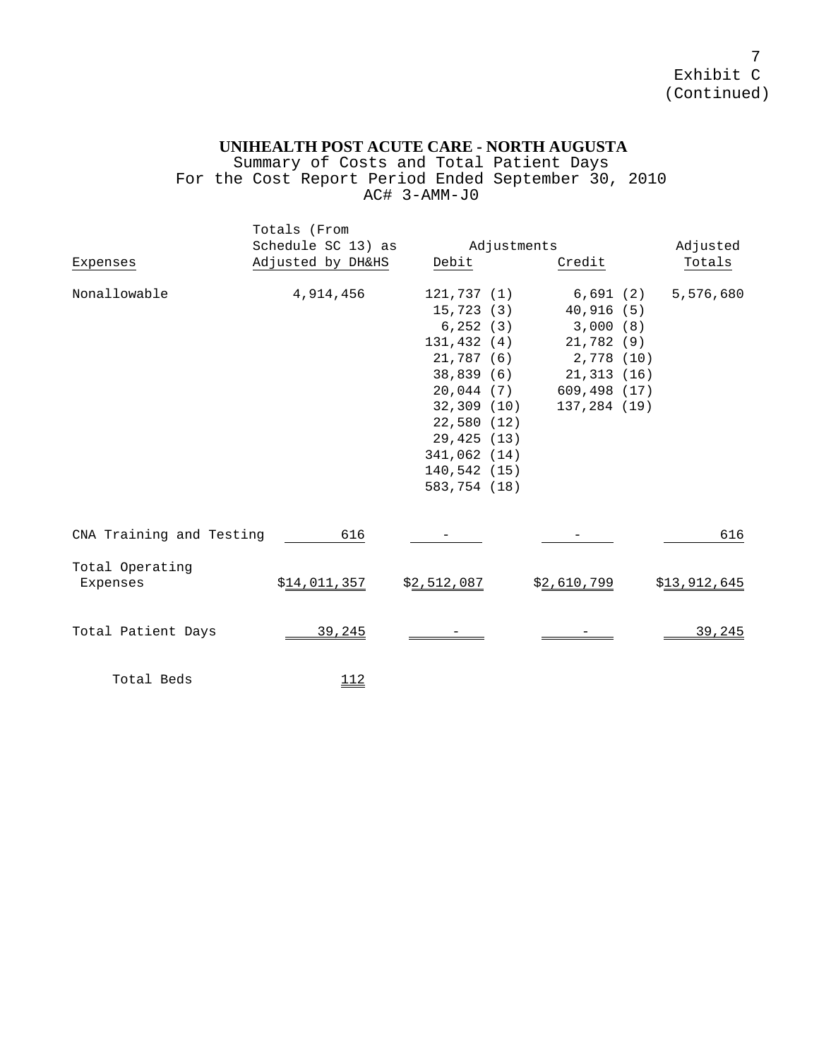Exhibit C
(Continued)

# UNIHEALTH POST ACUTE CARE - NORTH AUGUSTA

Summary of Costs and Total Patient Days
For the Cost Report Period Ended September 30, 2010
AC# 3-AMM-J0

| Expenses | Totals (From Schedule SC 13) as Adjusted by DH&HS | Adjustments Debit | Adjustments Credit | Adjusted Totals |
|---|---|---|---|---|
| Nonallowable | 4,914,456 | 121,737 (1) | 6,691 (2) | 5,576,680 |
| | | 15,723 (3) | 40,916 (5) | |
| | | 6,252 (3) | 3,000 (8) | |
| | | 131,432 (4) | 21,782 (9) | |
| | | 21,787 (6) | 2,778 (10) | |
| | | 38,839 (6) | 21,313 (16) | |
| | | 20,044 (7) | 609,498 (17) | |
| | | 32,309 (10) | 137,284 (19) | |
| | | 22,580 (12) | | |
| | | 29,425 (13) | | |
| | | 341,062 (14) | | |
| | | 140,542 (15) | | |
| | | 583,754 (18) | | |
| CNA Training and Testing | 616 | - | - | 616 |
| Total Operating Expenses | $14,011,357 | $2,512,087 | $2,610,799 | $13,912,645 |
| Total Patient Days | 39,245 | - | - | 39,245 |
| Total Beds | 112 | | | |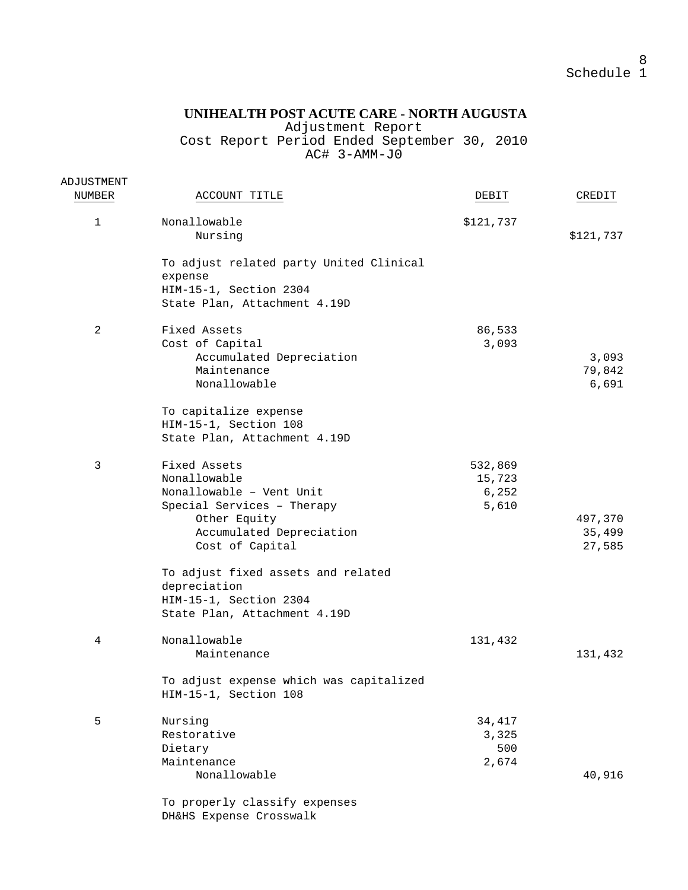Schedule 1

**UNIHEALTH POST ACUTE CARE - NORTH AUGUSTA**
Adjustment Report
Cost Report Period Ended September 30, 2010
AC# 3-AMM-J0

| ADJUSTMENT NUMBER | ACCOUNT TITLE | DEBIT | CREDIT |
|---|---|---|---|
| 1 | Nonallowable | $121,737 | |
| | Nursing | | $121,737 |
| | To adjust related party United Clinical expense<br>HIM-15-1, Section 2304<br>State Plan, Attachment 4.19D | | |
| 2 | Fixed Assets | 86,533 | |
| | Cost of Capital | 3,093 | |
| | Accumulated Depreciation | | 3,093 |
| | Maintenance | | 79,842 |
| | Nonallowable | | 6,691 |
| | To capitalize expense<br>HIM-15-1, Section 108<br>State Plan, Attachment 4.19D | | |
| 3 | Fixed Assets | 532,869 | |
| | Nonallowable | 15,723 | |
| | Nonallowable – Vent Unit | 6,252 | |
| | Special Services – Therapy | 5,610 | |
| | Other Equity | | 497,370 |
| | Accumulated Depreciation | | 35,499 |
| | Cost of Capital | | 27,585 |
| | To adjust fixed assets and related depreciation<br>HIM-15-1, Section 2304<br>State Plan, Attachment 4.19D | | |
| 4 | Nonallowable | 131,432 | |
| | Maintenance | | 131,432 |
| | To adjust expense which was capitalized<br>HIM-15-1, Section 108 | | |
| 5 | Nursing | 34,417 | |
| | Restorative | 3,325 | |
| | Dietary | 500 | |
| | Maintenance | 2,674 | |
| | Nonallowable | | 40,916 |
| | To properly classify expenses<br>DH&HS Expense Crosswalk | | |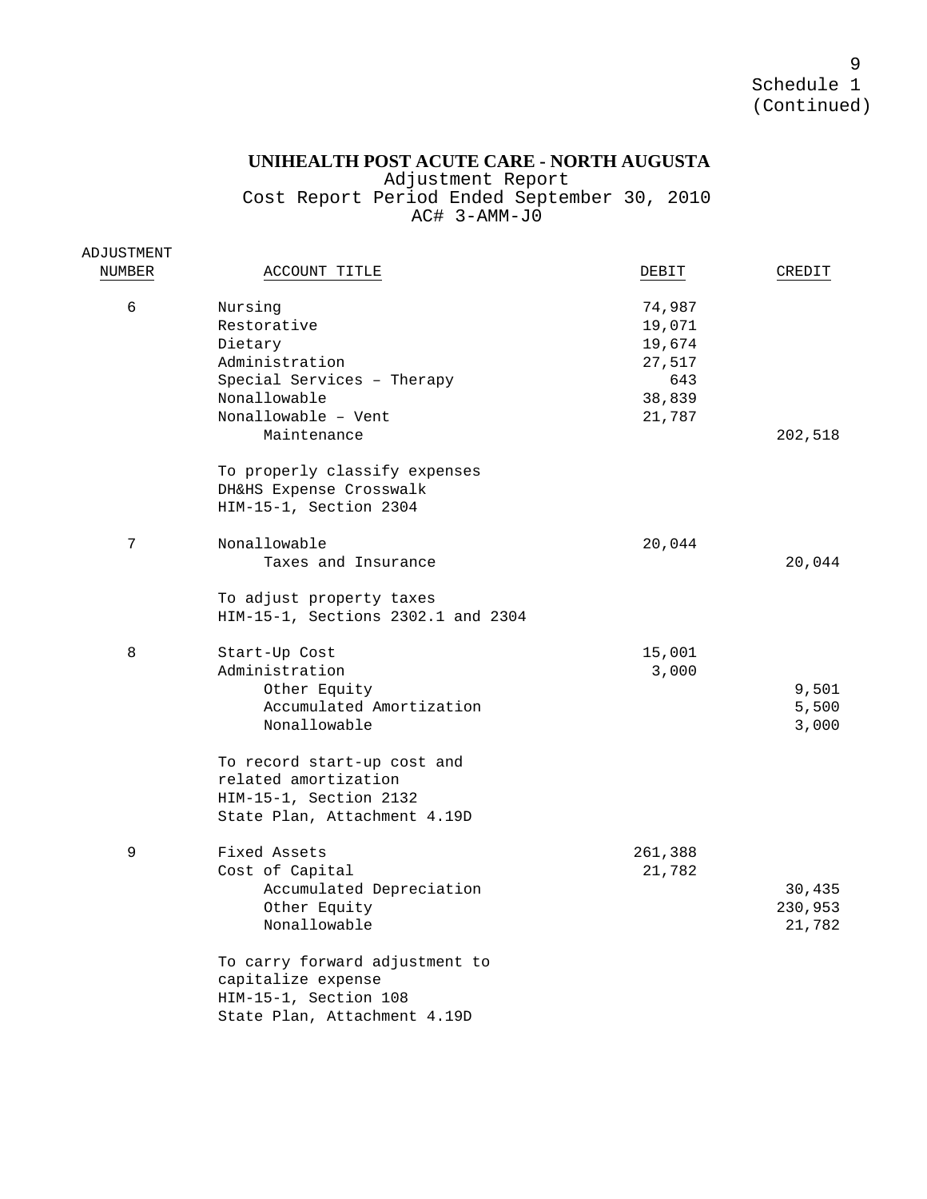Schedule 1
(Continued)

# UNIHEALTH POST ACUTE CARE - NORTH AUGUSTA

Adjustment Report
Cost Report Period Ended September 30, 2010
AC# 3-AMM-J0

| ADJUSTMENT NUMBER | ACCOUNT TITLE | DEBIT | CREDIT |
|---|---|---|---|
| 6 | Nursing | 74,987 | |
| | Restorative | 19,071 | |
| | Dietary | 19,674 | |
| | Administration | 27,517 | |
| | Special Services – Therapy | 643 | |
| | Nonallowable | 38,839 | |
| | Nonallowable – Vent | 21,787 | |
| | Maintenance | | 202,518 |
| | To properly classify expenses<br>DH&HS Expense Crosswalk<br>HIM-15-1, Section 2304 | | |
| 7 | Nonallowable | 20,044 | |
| | Taxes and Insurance | | 20,044 |
| | To adjust property taxes<br>HIM-15-1, Sections 2302.1 and 2304 | | |
| 8 | Start-Up Cost | 15,001 | |
| | Administration | 3,000 | |
| | Other Equity | | 9,501 |
| | Accumulated Amortization | | 5,500 |
| | Nonallowable | | 3,000 |
| | To record start-up cost and related amortization<br>HIM-15-1, Section 2132<br>State Plan, Attachment 4.19D | | |
| 9 | Fixed Assets | 261,388 | |
| | Cost of Capital | 21,782 | |
| | Accumulated Depreciation | | 30,435 |
| | Other Equity | | 230,953 |
| | Nonallowable | | 21,782 |
| | To carry forward adjustment to capitalize expense<br>HIM-15-1, Section 108<br>State Plan, Attachment 4.19D | | |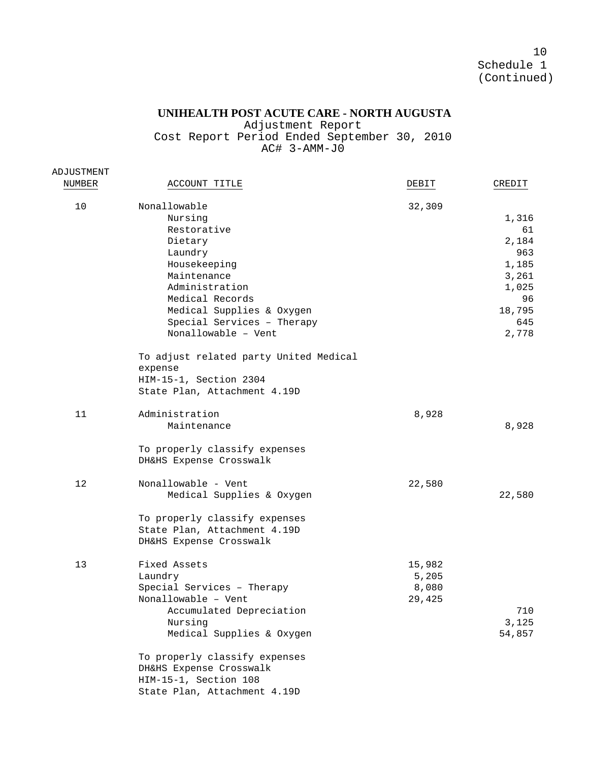Schedule 1
(Continued)

**UNIHEALTH POST ACUTE CARE - NORTH AUGUSTA**
Adjustment Report
Cost Report Period Ended September 30, 2010
AC# 3-AMM-J0

| ADJUSTMENT NUMBER | ACCOUNT TITLE | DEBIT | CREDIT |
|---|---|---|---|
| 10 | Nonallowable | 32,309 | |
| | Nursing | | 1,316 |
| | Restorative | | 61 |
| | Dietary | | 2,184 |
| | Laundry | | 963 |
| | Housekeeping | | 1,185 |
| | Maintenance | | 3,261 |
| | Administration | | 1,025 |
| | Medical Records | | 96 |
| | Medical Supplies & Oxygen | | 18,795 |
| | Special Services – Therapy | | 645 |
| | Nonallowable – Vent | | 2,778 |
| | To adjust related party United Medical expense<br>HIM-15-1, Section 2304<br>State Plan, Attachment 4.19D | | |
| 11 | Administration | 8,928 | |
| | Maintenance | | 8,928 |
| | To properly classify expenses<br>DH&HS Expense Crosswalk | | |
| 12 | Nonallowable - Vent | 22,580 | |
| | Medical Supplies & Oxygen | | 22,580 |
| | To properly classify expenses<br>State Plan, Attachment 4.19D<br>DH&HS Expense Crosswalk | | |
| 13 | Fixed Assets | 15,982 | |
| | Laundry | 5,205 | |
| | Special Services – Therapy | 8,080 | |
| | Nonallowable – Vent | 29,425 | |
| | Accumulated Depreciation | | 710 |
| | Nursing | | 3,125 |
| | Medical Supplies & Oxygen | | 54,857 |
| | To properly classify expenses<br>DH&HS Expense Crosswalk<br>HIM-15-1, Section 108<br>State Plan, Attachment 4.19D | | |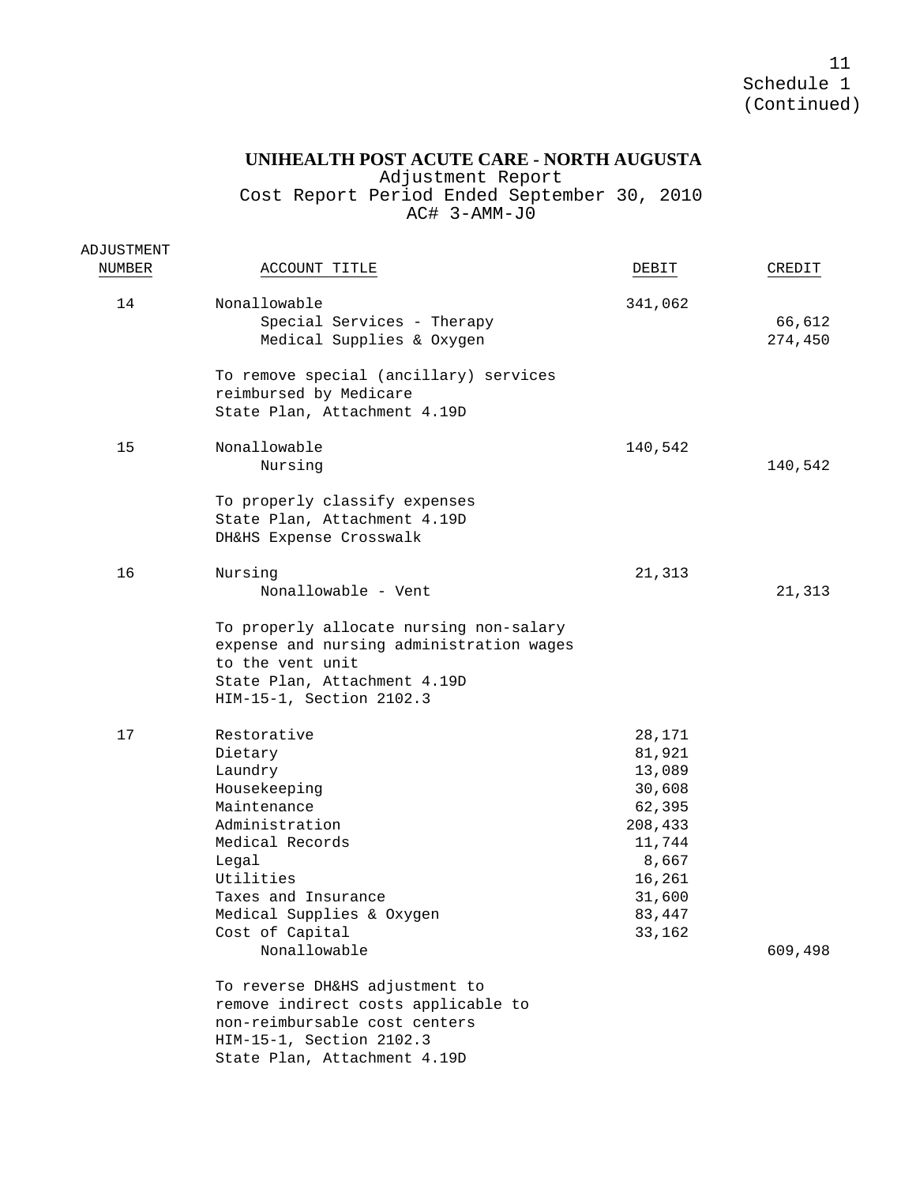Schedule 1
(Continued)

**UNIHEALTH POST ACUTE CARE - NORTH AUGUSTA**
Adjustment Report
Cost Report Period Ended September 30, 2010
AC# 3-AMM-J0

| ADJUSTMENT NUMBER | ACCOUNT TITLE | DEBIT | CREDIT |
|---|---|---|---|
| 14 | Nonallowable | 341,062 | |
| | Special Services - Therapy | | 66,612 |
| | Medical Supplies & Oxygen | | 274,450 |
| | To remove special (ancillary) services reimbursed by Medicare<br>State Plan, Attachment 4.19D | | |
| 15 | Nonallowable | 140,542 | |
| | Nursing | | 140,542 |
| | To properly classify expenses<br>State Plan, Attachment 4.19D<br>DH&HS Expense Crosswalk | | |
| 16 | Nursing | 21,313 | |
| | Nonallowable - Vent | | 21,313 |
| | To properly allocate nursing non-salary expense and nursing administration wages to the vent unit<br>State Plan, Attachment 4.19D<br>HIM-15-1, Section 2102.3 | | |
| 17 | Restorative | 28,171 | |
| | Dietary | 81,921 | |
| | Laundry | 13,089 | |
| | Housekeeping | 30,608 | |
| | Maintenance | 62,395 | |
| | Administration | 208,433 | |
| | Medical Records | 11,744 | |
| | Legal | 8,667 | |
| | Utilities | 16,261 | |
| | Taxes and Insurance | 31,600 | |
| | Medical Supplies & Oxygen | 83,447 | |
| | Cost of Capital | 33,162 | |
| | Nonallowable | | 609,498 |
| | To reverse DH&HS adjustment to remove indirect costs applicable to non-reimbursable cost centers<br>HIM-15-1, Section 2102.3<br>State Plan, Attachment 4.19D | | |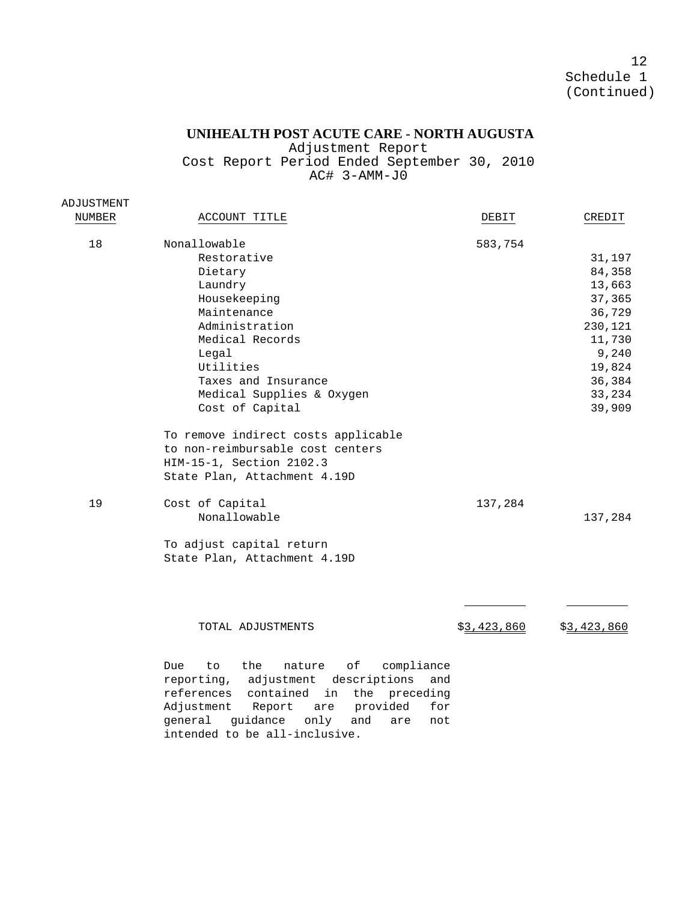Schedule 1 (Continued)

**UNIHEALTH POST ACUTE CARE - NORTH AUGUSTA**

Adjustment Report
Cost Report Period Ended September 30, 2010
AC# 3-AMM-J0

| ADJUSTMENT NUMBER | ACCOUNT TITLE | DEBIT | CREDIT |
|---|---|---|---|
| 18 | Nonallowable | 583,754 | |
| | Restorative | | 31,197 |
| | Dietary | | 84,358 |
| | Laundry | | 13,663 |
| | Housekeeping | | 37,365 |
| | Maintenance | | 36,729 |
| | Administration | | 230,121 |
| | Medical Records | | 11,730 |
| | Legal | | 9,240 |
| | Utilities | | 19,824 |
| | Taxes and Insurance | | 36,384 |
| | Medical Supplies & Oxygen | | 33,234 |
| | Cost of Capital | | 39,909 |
| | To remove indirect costs applicable to non-reimbursable cost centers HIM-15-1, Section 2102.3 State Plan, Attachment 4.19D | | |
| 19 | Cost of Capital | 137,284 | |
| | Nonallowable | | 137,284 |
| | To adjust capital return State Plan, Attachment 4.19D | | |
| | TOTAL ADJUSTMENTS | $3,423,860 | $3,423,860 |

Due to the nature of compliance reporting, adjustment descriptions and references contained in the preceding Adjustment Report are provided for general guidance only and are not intended to be all-inclusive.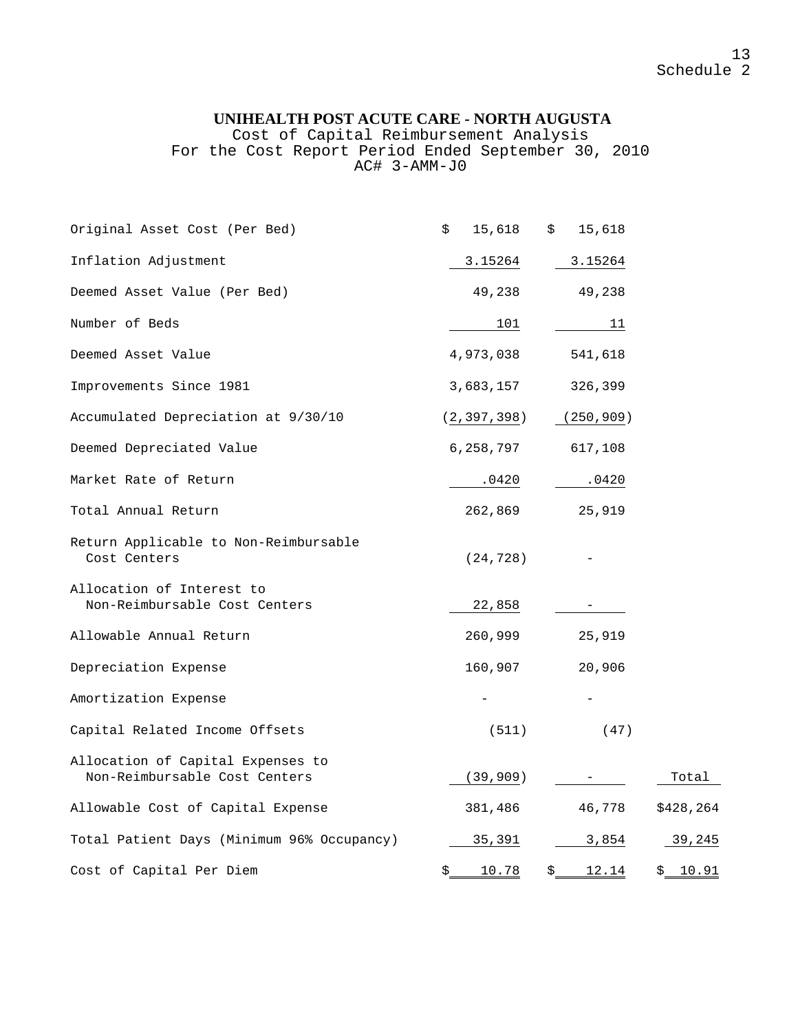Schedule 2

# UNIHEALTH POST ACUTE CARE - NORTH AUGUSTA

Cost of Capital Reimbursement Analysis
For the Cost Report Period Ended September 30, 2010
AC# 3-AMM-J0

| | | | |
|---|---|---|---|
| Original Asset Cost (Per Bed) | $ 15,618 | $ 15,618 | |
| Inflation Adjustment | 3.15264 | 3.15264 | |
| Deemed Asset Value (Per Bed) | 49,238 | 49,238 | |
| Number of Beds | 101 | 11 | |
| Deemed Asset Value | 4,973,038 | 541,618 | |
| Improvements Since 1981 | 3,683,157 | 326,399 | |
| Accumulated Depreciation at 9/30/10 | (2,397,398) | (250,909) | |
| Deemed Depreciated Value | 6,258,797 | 617,108 | |
| Market Rate of Return | .0420 | .0420 | |
| Total Annual Return | 262,869 | 25,919 | |
| Return Applicable to Non-Reimbursable Cost Centers | (24,728) | - | |
| Allocation of Interest to Non-Reimbursable Cost Centers | 22,858 | - | |
| Allowable Annual Return | 260,999 | 25,919 | |
| Depreciation Expense | 160,907 | 20,906 | |
| Amortization Expense | - | - | |
| Capital Related Income Offsets | (511) | (47) | |
| Allocation of Capital Expenses to Non-Reimbursable Cost Centers | (39,909) | - | Total |
| Allowable Cost of Capital Expense | 381,486 | 46,778 | $428,264 |
| Total Patient Days (Minimum 96% Occupancy) | 35,391 | 3,854 | 39,245 |
| Cost of Capital Per Diem | $ 10.78 | $ 12.14 | $ 10.91 |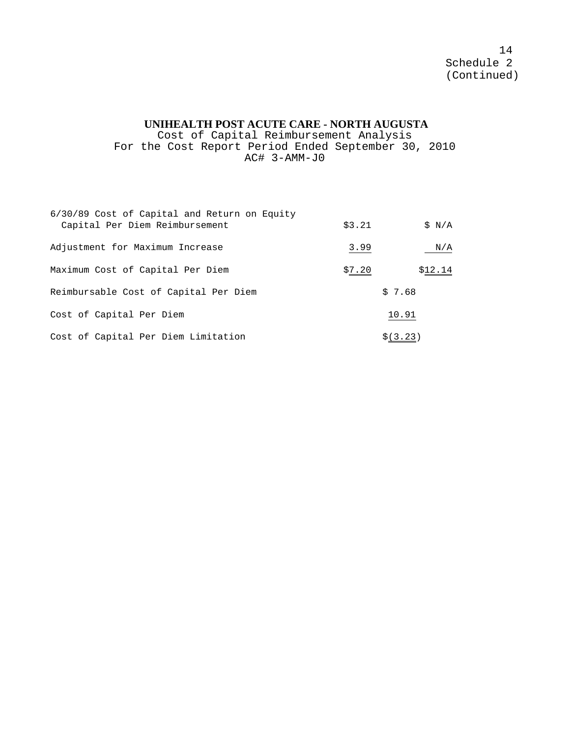Schedule 2
(Continued)

**UNIHEALTH POST ACUTE CARE - NORTH AUGUSTA**
Cost of Capital Reimbursement Analysis
For the Cost Report Period Ended September 30, 2010
AC# 3-AMM-J0

| | | | |
|---|---|---|---|
| 6/30/89 Cost of Capital and Return on Equity Capital Per Diem Reimbursement | $3.21 | | $ N/A |
| Adjustment for Maximum Increase | 3.99 | | N/A |
| Maximum Cost of Capital Per Diem | $7.20 | | $12.14 |
| Reimbursable Cost of Capital Per Diem | | $ 7.68 | |
| Cost of Capital Per Diem | | 10.91 | |
| Cost of Capital Per Diem Limitation | | $(3.23) | |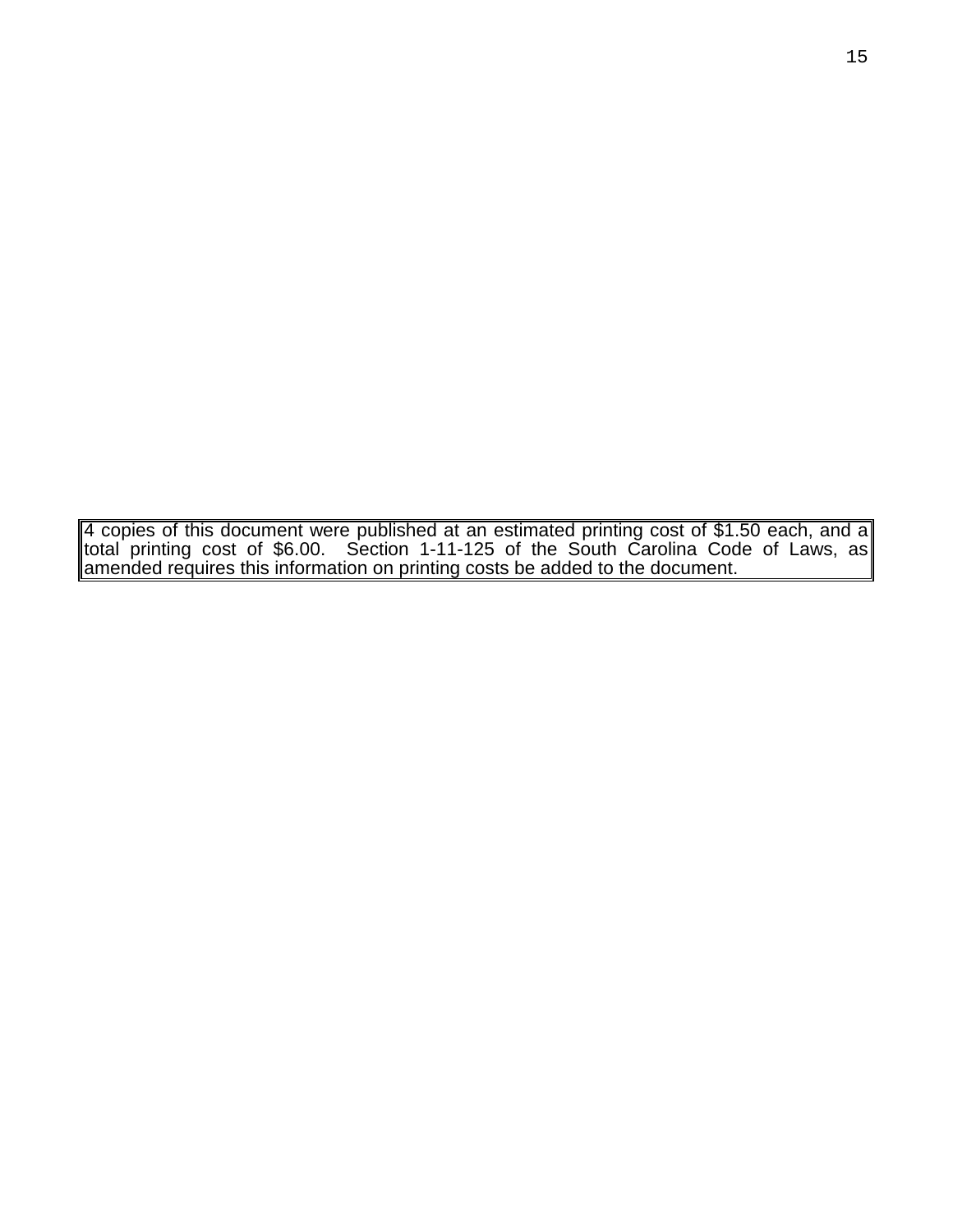4 copies of this document were published at an estimated printing cost of $1.50 each, and a total printing cost of $6.00. Section 1-11-125 of the South Carolina Code of Laws, as amended requires this information on printing costs be added to the document.